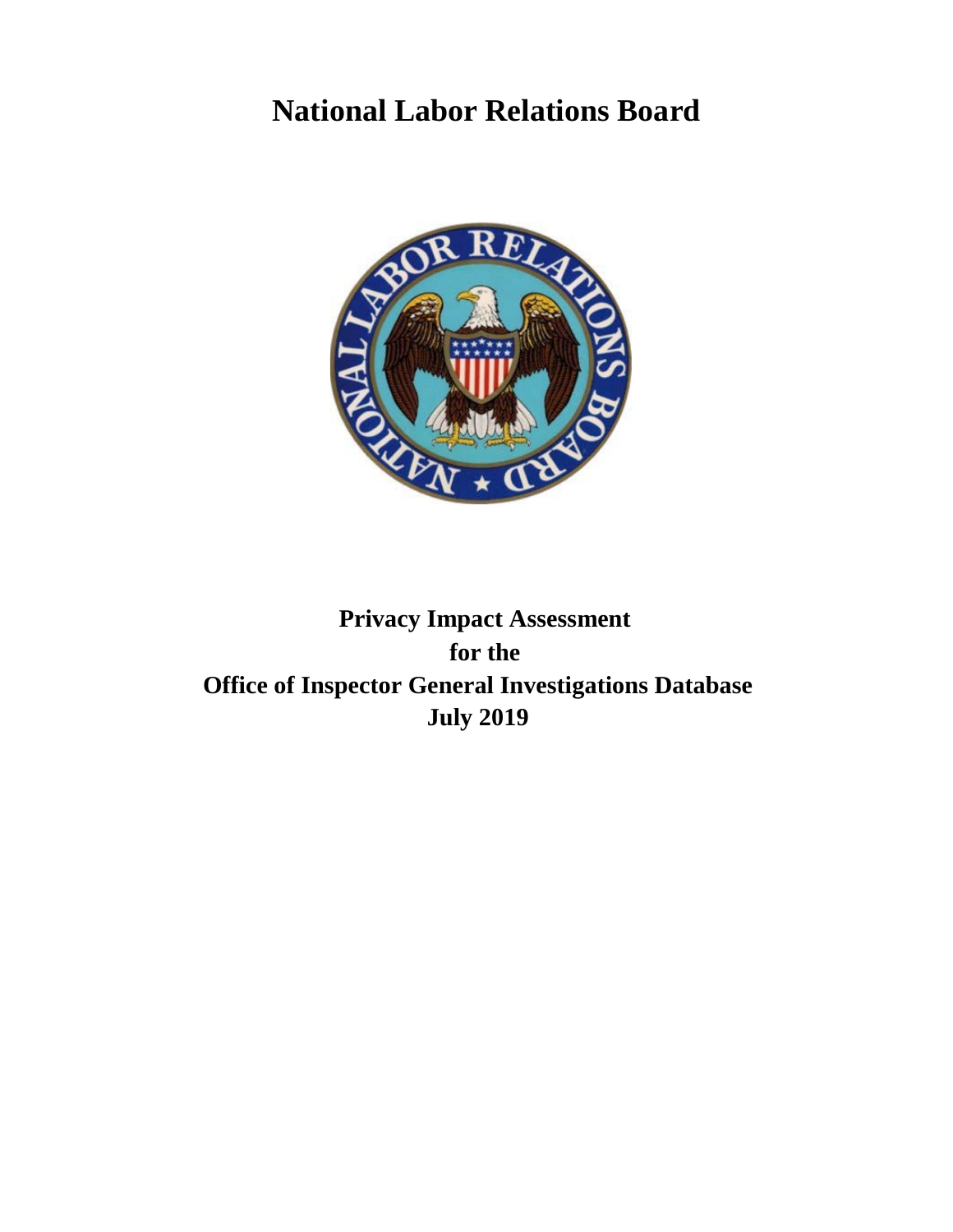# National Labor Relations Board

**Privacy Impact Assessment**
**for the**
**Office of Inspector General Investigations Database**
**July 2019**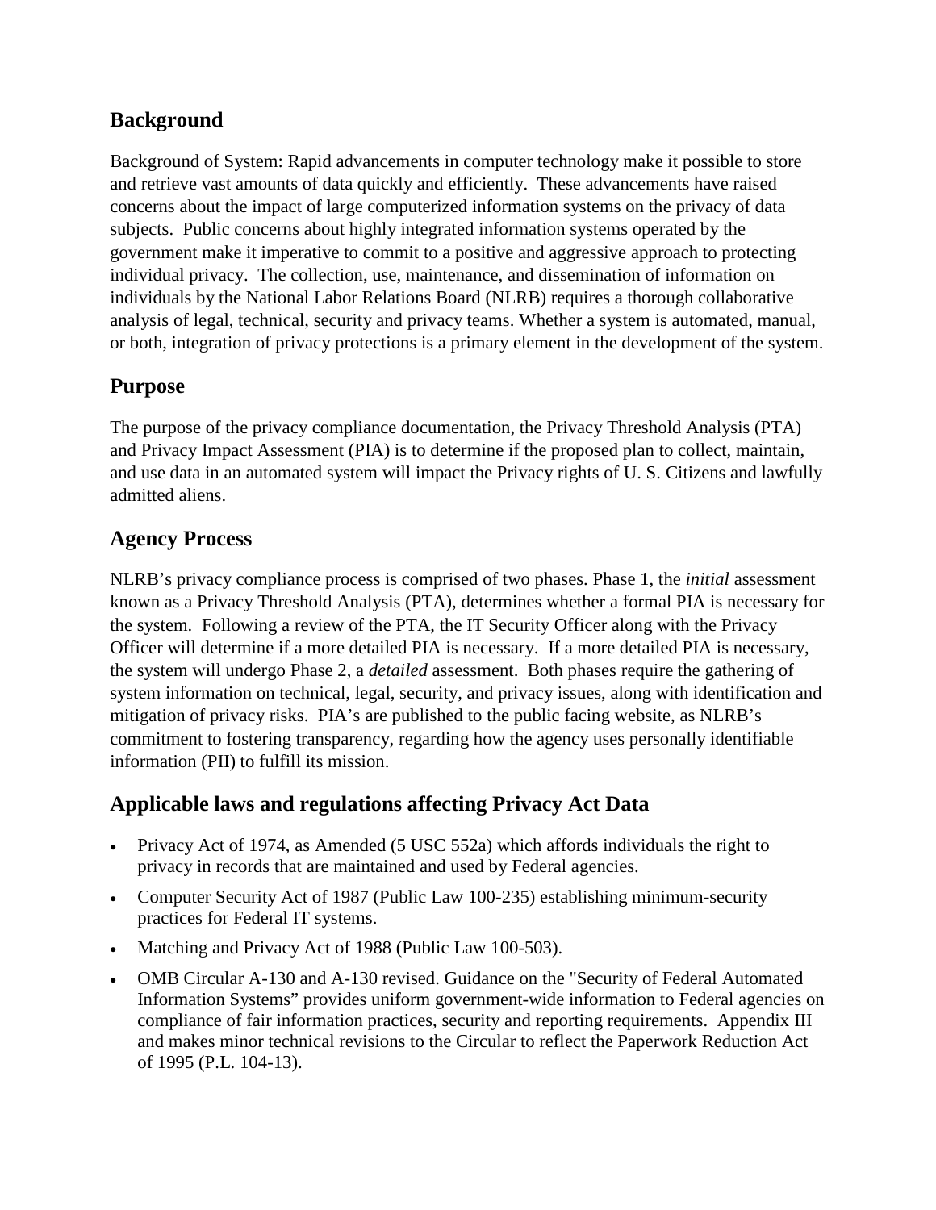## Background

Background of System: Rapid advancements in computer technology make it possible to store and retrieve vast amounts of data quickly and efficiently. These advancements have raised concerns about the impact of large computerized information systems on the privacy of data subjects. Public concerns about highly integrated information systems operated by the government make it imperative to commit to a positive and aggressive approach to protecting individual privacy. The collection, use, maintenance, and dissemination of information on individuals by the National Labor Relations Board (NLRB) requires a thorough collaborative analysis of legal, technical, security and privacy teams. Whether a system is automated, manual, or both, integration of privacy protections is a primary element in the development of the system.

## Purpose

The purpose of the privacy compliance documentation, the Privacy Threshold Analysis (PTA) and Privacy Impact Assessment (PIA) is to determine if the proposed plan to collect, maintain, and use data in an automated system will impact the Privacy rights of U. S. Citizens and lawfully admitted aliens.

## Agency Process

NLRB's privacy compliance process is comprised of two phases. Phase 1, the *initial* assessment known as a Privacy Threshold Analysis (PTA), determines whether a formal PIA is necessary for the system. Following a review of the PTA, the IT Security Officer along with the Privacy Officer will determine if a more detailed PIA is necessary. If a more detailed PIA is necessary, the system will undergo Phase 2, a *detailed* assessment. Both phases require the gathering of system information on technical, legal, security, and privacy issues, along with identification and mitigation of privacy risks. PIA's are published to the public facing website, as NLRB's commitment to fostering transparency, regarding how the agency uses personally identifiable information (PII) to fulfill its mission.

## Applicable laws and regulations affecting Privacy Act Data

- Privacy Act of 1974, as Amended (5 USC 552a) which affords individuals the right to privacy in records that are maintained and used by Federal agencies.
- Computer Security Act of 1987 (Public Law 100-235) establishing minimum-security practices for Federal IT systems.
- Matching and Privacy Act of 1988 (Public Law 100-503).
- OMB Circular A-130 and A-130 revised. Guidance on the "Security of Federal Automated Information Systems" provides uniform government-wide information to Federal agencies on compliance of fair information practices, security and reporting requirements. Appendix III and makes minor technical revisions to the Circular to reflect the Paperwork Reduction Act of 1995 (P.L. 104-13).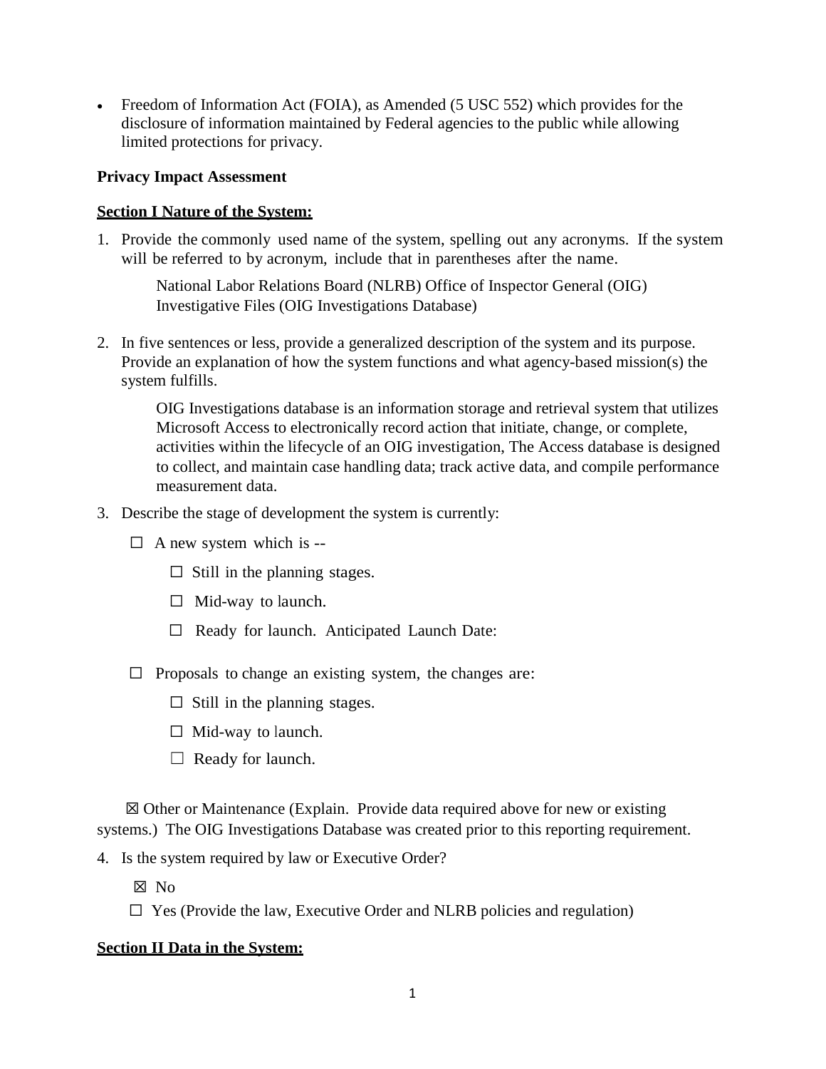- Freedom of Information Act (FOIA), as Amended (5 USC 552) which provides for the disclosure of information maintained by Federal agencies to the public while allowing limited protections for privacy.

**Privacy Impact Assessment**

**Section I Nature of the System:**

1. Provide the commonly used name of the system, spelling out any acronyms. If the system will be referred to by acronym, include that in parentheses after the name.

   National Labor Relations Board (NLRB) Office of Inspector General (OIG) Investigative Files (OIG Investigations Database)

2. In five sentences or less, provide a generalized description of the system and its purpose. Provide an explanation of how the system functions and what agency-based mission(s) the system fulfills.

   OIG Investigations database is an information storage and retrieval system that utilizes Microsoft Access to electronically record action that initiate, change, or complete, activities within the lifecycle of an OIG investigation, The Access database is designed to collect, and maintain case handling data; track active data, and compile performance measurement data.

3. Describe the stage of development the system is currently:

   ☐ A new system which is --

   ☐ Still in the planning stages.

   ☐ Mid-way to launch.

   ☐ Ready for launch. Anticipated Launch Date:

   ☐ Proposals to change an existing system, the changes are:

   ☐ Still in the planning stages.

   ☐ Mid-way to launch.

   ☐ Ready for launch.

   ☒ Other or Maintenance (Explain. Provide data required above for new or existing systems.) The OIG Investigations Database was created prior to this reporting requirement.

4. Is the system required by law or Executive Order?

   ☒ No

   ☐ Yes (Provide the law, Executive Order and NLRB policies and regulation)

**Section II Data in the System:**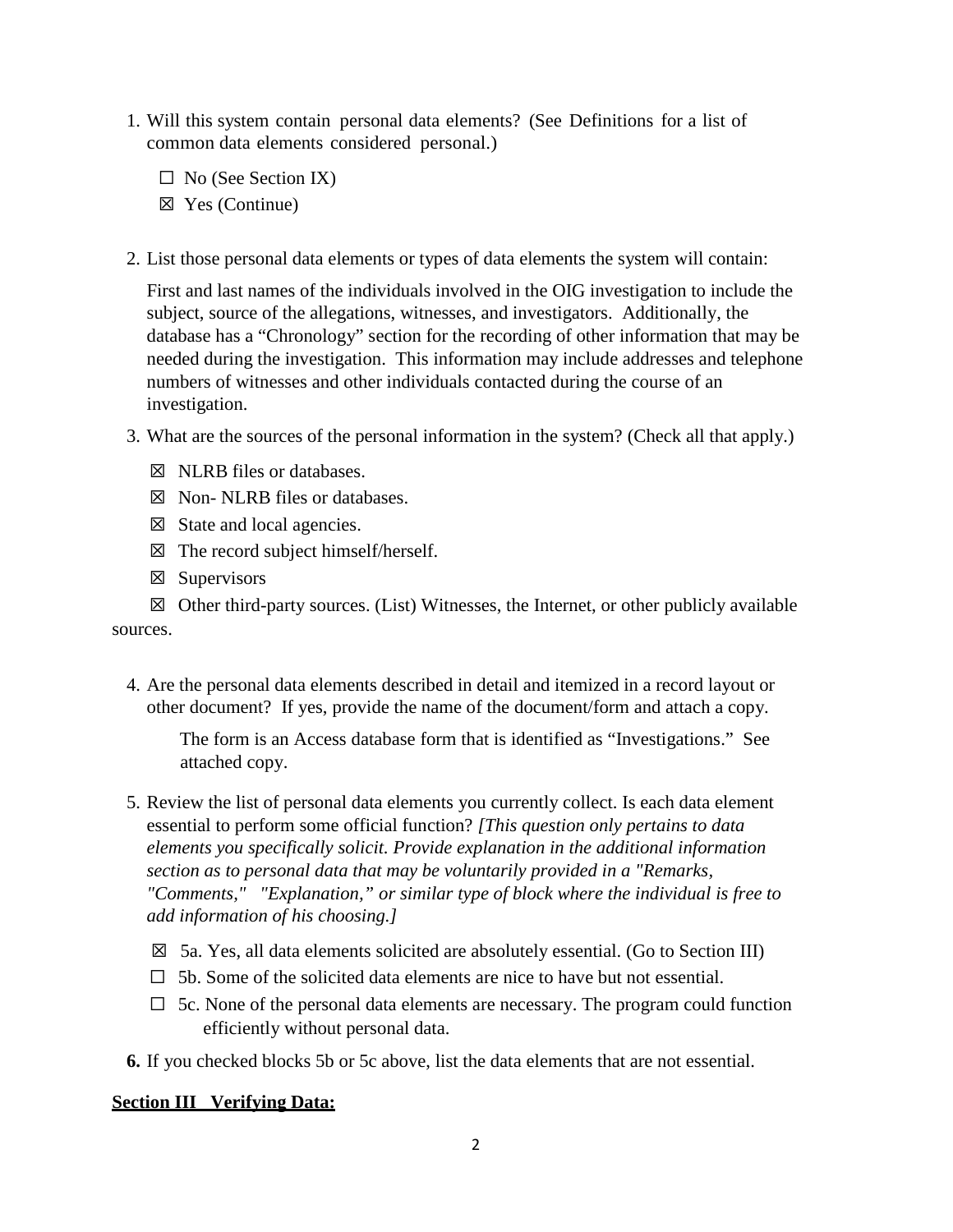1. Will this system contain personal data elements? (See Definitions for a list of common data elements considered personal.)

   ☐ No (See Section IX)

   ☒ Yes (Continue)

2. List those personal data elements or types of data elements the system will contain:

   First and last names of the individuals involved in the OIG investigation to include the subject, source of the allegations, witnesses, and investigators. Additionally, the database has a "Chronology" section for the recording of other information that may be needed during the investigation. This information may include addresses and telephone numbers of witnesses and other individuals contacted during the course of an investigation.

3. What are the sources of the personal information in the system? (Check all that apply.)

   ☒ NLRB files or databases.

   ☒ Non- NLRB files or databases.

   ☒ State and local agencies.

   ☒ The record subject himself/herself.

   ☒ Supervisors

   ☒ Other third-party sources. (List) Witnesses, the Internet, or other publicly available sources.

4. Are the personal data elements described in detail and itemized in a record layout or other document? If yes, provide the name of the document/form and attach a copy.

   The form is an Access database form that is identified as "Investigations." See attached copy.

5. Review the list of personal data elements you currently collect. Is each data element essential to perform some official function? *[This question only pertains to data elements you specifically solicit. Provide explanation in the additional information section as to personal data that may be voluntarily provided in a "Remarks, "Comments," "Explanation," or similar type of block where the individual is free to add information of his choosing.]*

   ☒ 5a. Yes, all data elements solicited are absolutely essential. (Go to Section III)

   ☐ 5b. Some of the solicited data elements are nice to have but not essential.

   ☐ 5c. None of the personal data elements are necessary. The program could function efficiently without personal data.

6. If you checked blocks 5b or 5c above, list the data elements that are not essential.

## Section III Verifying Data: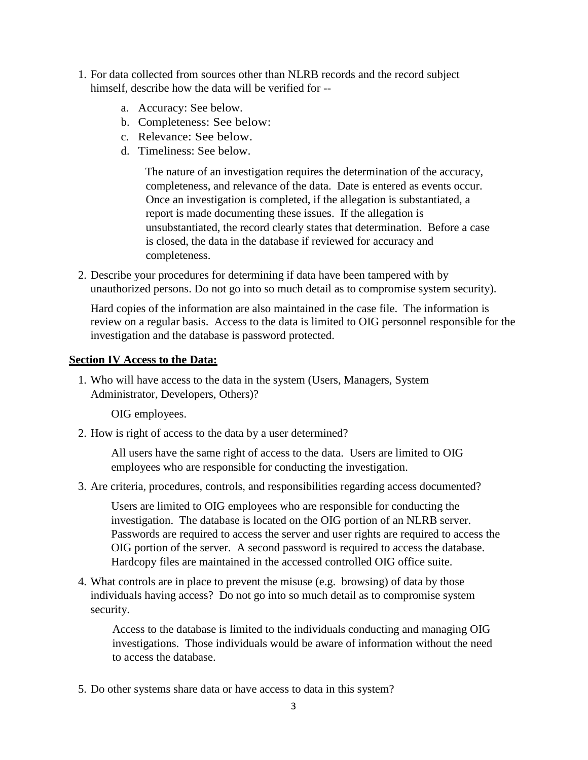1. For data collected from sources other than NLRB records and the record subject himself, describe how the data will be verified for --

    a. Accuracy: See below.
    b. Completeness: See below:
    c. Relevance: See below.
    d. Timeliness: See below.

    The nature of an investigation requires the determination of the accuracy, completeness, and relevance of the data. Date is entered as events occur. Once an investigation is completed, if the allegation is substantiated, a report is made documenting these issues. If the allegation is unsubstantiated, the record clearly states that determination. Before a case is closed, the data in the database if reviewed for accuracy and completeness.

2. Describe your procedures for determining if data have been tampered with by unauthorized persons. Do not go into so much detail as to compromise system security).

    Hard copies of the information are also maintained in the case file. The information is review on a regular basis. Access to the data is limited to OIG personnel responsible for the investigation and the database is password protected.

**Section IV Access to the Data:**

1. Who will have access to the data in the system (Users, Managers, System Administrator, Developers, Others)?

    OIG employees.

2. How is right of access to the data by a user determined?

    All users have the same right of access to the data. Users are limited to OIG employees who are responsible for conducting the investigation.

3. Are criteria, procedures, controls, and responsibilities regarding access documented?

    Users are limited to OIG employees who are responsible for conducting the investigation. The database is located on the OIG portion of an NLRB server. Passwords are required to access the server and user rights are required to access the OIG portion of the server. A second password is required to access the database. Hardcopy files are maintained in the accessed controlled OIG office suite.

4. What controls are in place to prevent the misuse (e.g. browsing) of data by those individuals having access? Do not go into so much detail as to compromise system security.

    Access to the database is limited to the individuals conducting and managing OIG investigations. Those individuals would be aware of information without the need to access the database.

5. Do other systems share data or have access to data in this system?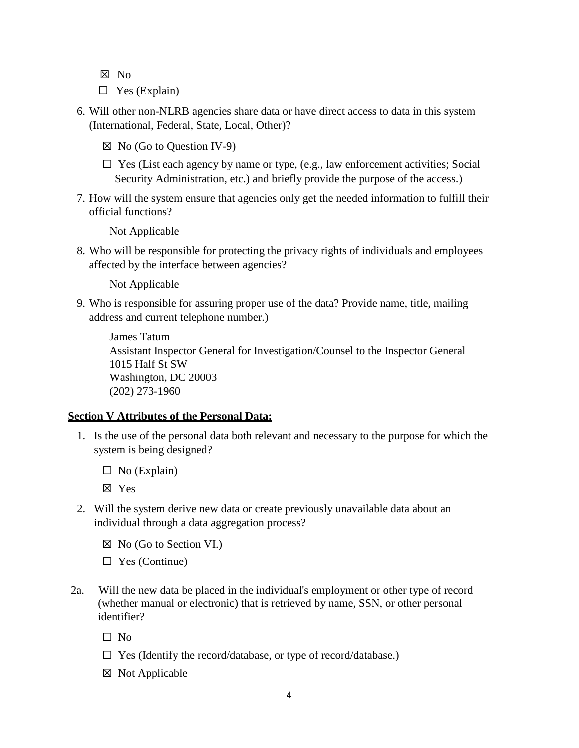☒ No

☐ Yes (Explain)

6. Will other non-NLRB agencies share data or have direct access to data in this system (International, Federal, State, Local, Other)?

   ☒ No (Go to Question IV-9)

   ☐ Yes (List each agency by name or type, (e.g., law enforcement activities; Social Security Administration, etc.) and briefly provide the purpose of the access.)

7. How will the system ensure that agencies only get the needed information to fulfill their official functions?

   Not Applicable

8. Who will be responsible for protecting the privacy rights of individuals and employees affected by the interface between agencies?

   Not Applicable

9. Who is responsible for assuring proper use of the data? Provide name, title, mailing address and current telephone number.)

   James Tatum
   Assistant Inspector General for Investigation/Counsel to the Inspector General
   1015 Half St SW
   Washington, DC 20003
   (202) 273-1960

**Section V Attributes of the Personal Data:**

1. Is the use of the personal data both relevant and necessary to the purpose for which the system is being designed?

   ☐ No (Explain)

   ☒ Yes

2. Will the system derive new data or create previously unavailable data about an individual through a data aggregation process?

   ☒ No (Go to Section VI.)

   ☐ Yes (Continue)

2a. Will the new data be placed in the individual's employment or other type of record (whether manual or electronic) that is retrieved by name, SSN, or other personal identifier?

   ☐ No

   ☐ Yes (Identify the record/database, or type of record/database.)

   ☒ Not Applicable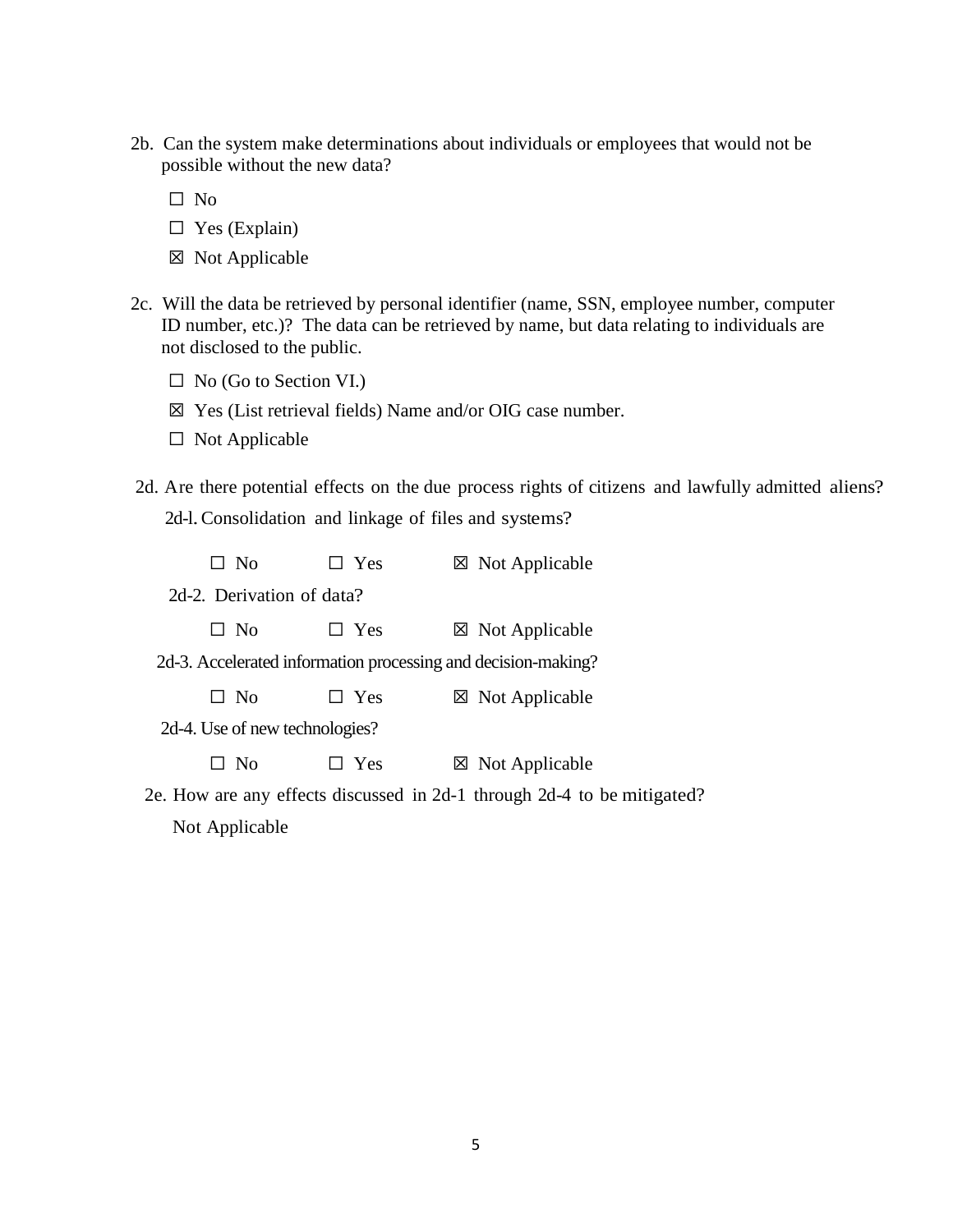2b. Can the system make determinations about individuals or employees that would not be possible without the new data?

☐ No

☐ Yes (Explain)

☒ Not Applicable

2c. Will the data be retrieved by personal identifier (name, SSN, employee number, computer ID number, etc.)? The data can be retrieved by name, but data relating to individuals are not disclosed to the public.

☐ No (Go to Section VI.)

☒ Yes (List retrieval fields) Name and/or OIG case number.

☐ Not Applicable

2d. Are there potential effects on the due process rights of citizens and lawfully admitted aliens?

2d-l. Consolidation and linkage of files and systems?

☐ No ☐ Yes ☒ Not Applicable

2d-2. Derivation of data?

☐ No ☐ Yes ☒ Not Applicable

2d-3. Accelerated information processing and decision-making?

☐ No ☐ Yes ☒ Not Applicable

2d-4. Use of new technologies?

☐ No ☐ Yes ☒ Not Applicable

2e. How are any effects discussed in 2d-1 through 2d-4 to be mitigated?

Not Applicable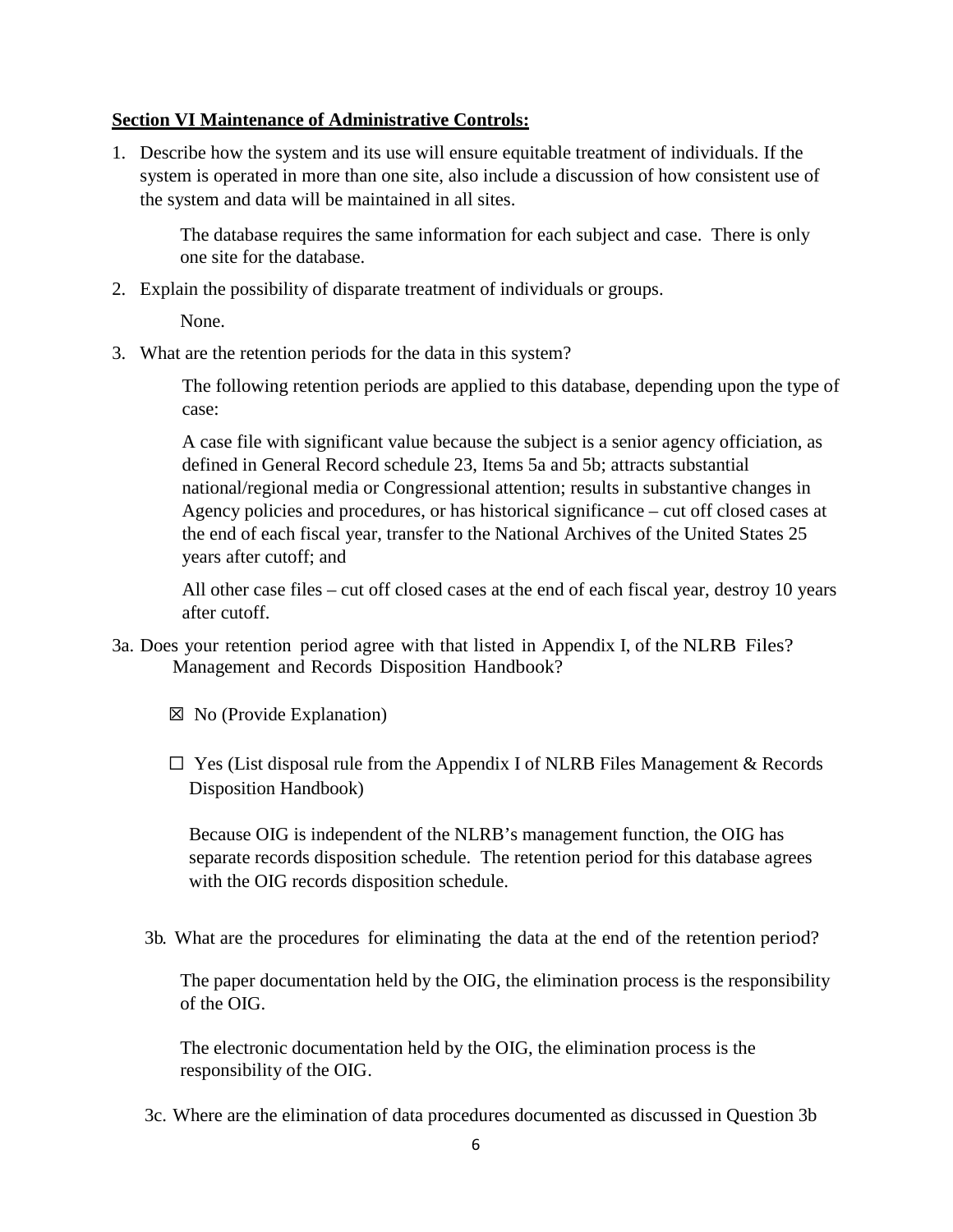**Section VI Maintenance of Administrative Controls:**

1. Describe how the system and its use will ensure equitable treatment of individuals. If the system is operated in more than one site, also include a discussion of how consistent use of the system and data will be maintained in all sites.

   The database requires the same information for each subject and case. There is only one site for the database.

2. Explain the possibility of disparate treatment of individuals or groups.

   None.

3. What are the retention periods for the data in this system?

   The following retention periods are applied to this database, depending upon the type of case:

   A case file with significant value because the subject is a senior agency officiation, as defined in General Record schedule 23, Items 5a and 5b; attracts substantial national/regional media or Congressional attention; results in substantive changes in Agency policies and procedures, or has historical significance – cut off closed cases at the end of each fiscal year, transfer to the National Archives of the United States 25 years after cutoff; and

   All other case files – cut off closed cases at the end of each fiscal year, destroy 10 years after cutoff.

3a. Does your retention period agree with that listed in Appendix I, of the NLRB Files? Management and Records Disposition Handbook?

   ☒ No (Provide Explanation)

   ☐ Yes (List disposal rule from the Appendix I of NLRB Files Management & Records Disposition Handbook)

   Because OIG is independent of the NLRB's management function, the OIG has separate records disposition schedule. The retention period for this database agrees with the OIG records disposition schedule.

3b. What are the procedures for eliminating the data at the end of the retention period?

   The paper documentation held by the OIG, the elimination process is the responsibility of the OIG.

   The electronic documentation held by the OIG, the elimination process is the responsibility of the OIG.

3c. Where are the elimination of data procedures documented as discussed in Question 3b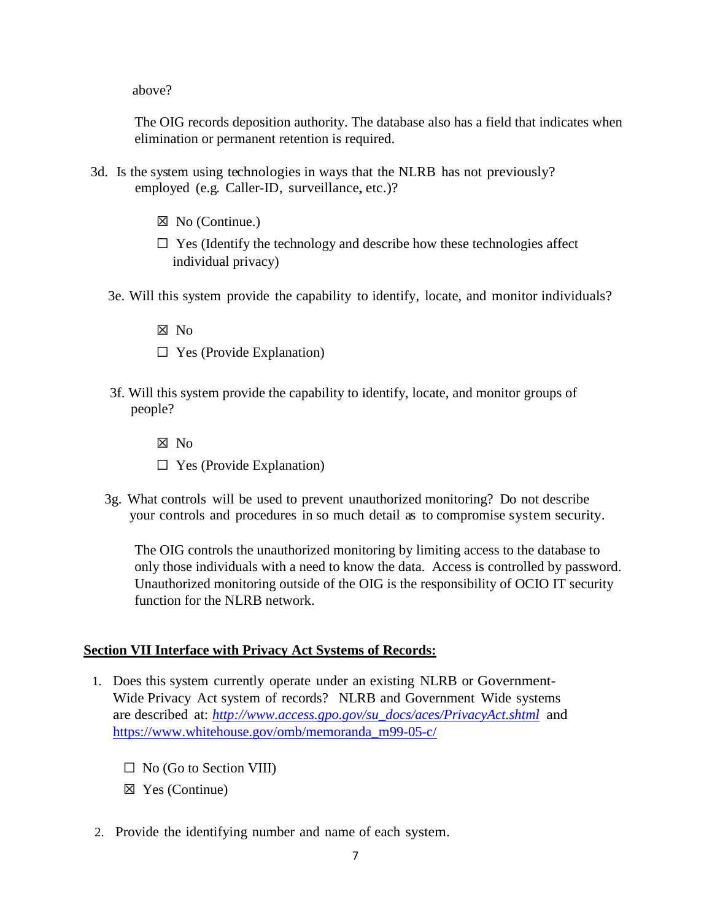above?

The OIG records deposition authority. The database also has a field that indicates when elimination or permanent retention is required.

3d. Is the system using technologies in ways that the NLRB has not previously? employed (e.g. Caller-ID, surveillance, etc.)?

☒ No (Continue.)

☐ Yes (Identify the technology and describe how these technologies affect individual privacy)

3e. Will this system provide the capability to identify, locate, and monitor individuals?

☒ No

☐ Yes (Provide Explanation)

3f. Will this system provide the capability to identify, locate, and monitor groups of people?

☒ No

☐ Yes (Provide Explanation)

3g. What controls will be used to prevent unauthorized monitoring? Do not describe your controls and procedures in so much detail as to compromise system security.

The OIG controls the unauthorized monitoring by limiting access to the database to only those individuals with a need to know the data. Access is controlled by password. Unauthorized monitoring outside of the OIG is the responsibility of OCIO IT security function for the NLRB network.

## **Section VII Interface with Privacy Act Systems of Records:**

1. Does this system currently operate under an existing NLRB or Government-Wide Privacy Act system of records? NLRB and Government Wide systems are described at: *http://www.access.gpo.gov/su_docs/aces/PrivacyAct.shtml* and https://www.whitehouse.gov/omb/memoranda_m99-05-c/

   ☐ No (Go to Section VIII)

   ☒ Yes (Continue)

2. Provide the identifying number and name of each system.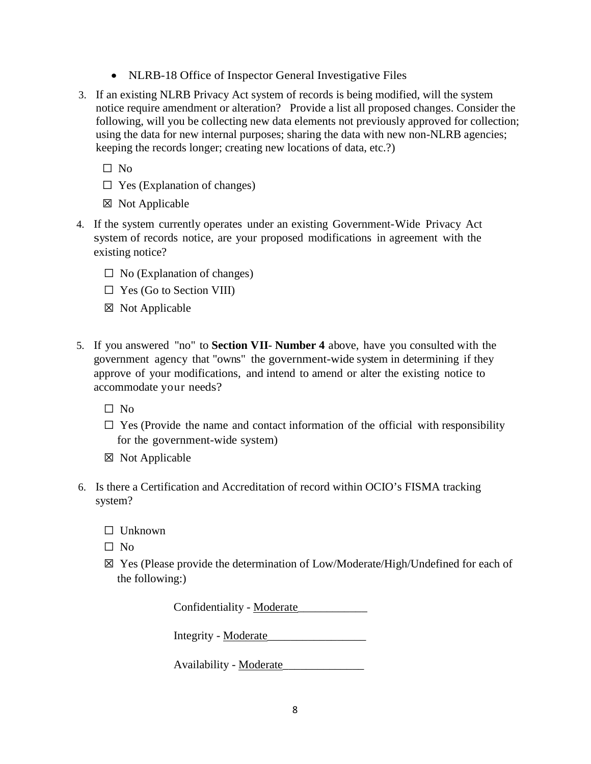- NLRB-18 Office of Inspector General Investigative Files

3. If an existing NLRB Privacy Act system of records is being modified, will the system notice require amendment or alteration? Provide a list all proposed changes. Consider the following, will you be collecting new data elements not previously approved for collection; using the data for new internal purposes; sharing the data with new non-NLRB agencies; keeping the records longer; creating new locations of data, etc.?)

   ☐ No

   ☐ Yes (Explanation of changes)

   ☒ Not Applicable

4. If the system currently operates under an existing Government-Wide Privacy Act system of records notice, are your proposed modifications in agreement with the existing notice?

   ☐ No (Explanation of changes)

   ☐ Yes (Go to Section VIII)

   ☒ Not Applicable

5. If you answered "no" to **Section VII- Number 4** above, have you consulted with the government agency that "owns" the government-wide system in determining if they approve of your modifications, and intend to amend or alter the existing notice to accommodate your needs?

   ☐ No

   ☐ Yes (Provide the name and contact information of the official with responsibility for the government-wide system)

   ☒ Not Applicable

6. Is there a Certification and Accreditation of record within OCIO's FISMA tracking system?

   ☐ Unknown

   ☐ No

   ☒ Yes (Please provide the determination of Low/Moderate/High/Undefined for each of the following:)

   Confidentiality - Moderate____________

   Integrity - Moderate_________________

   Availability - Moderate______________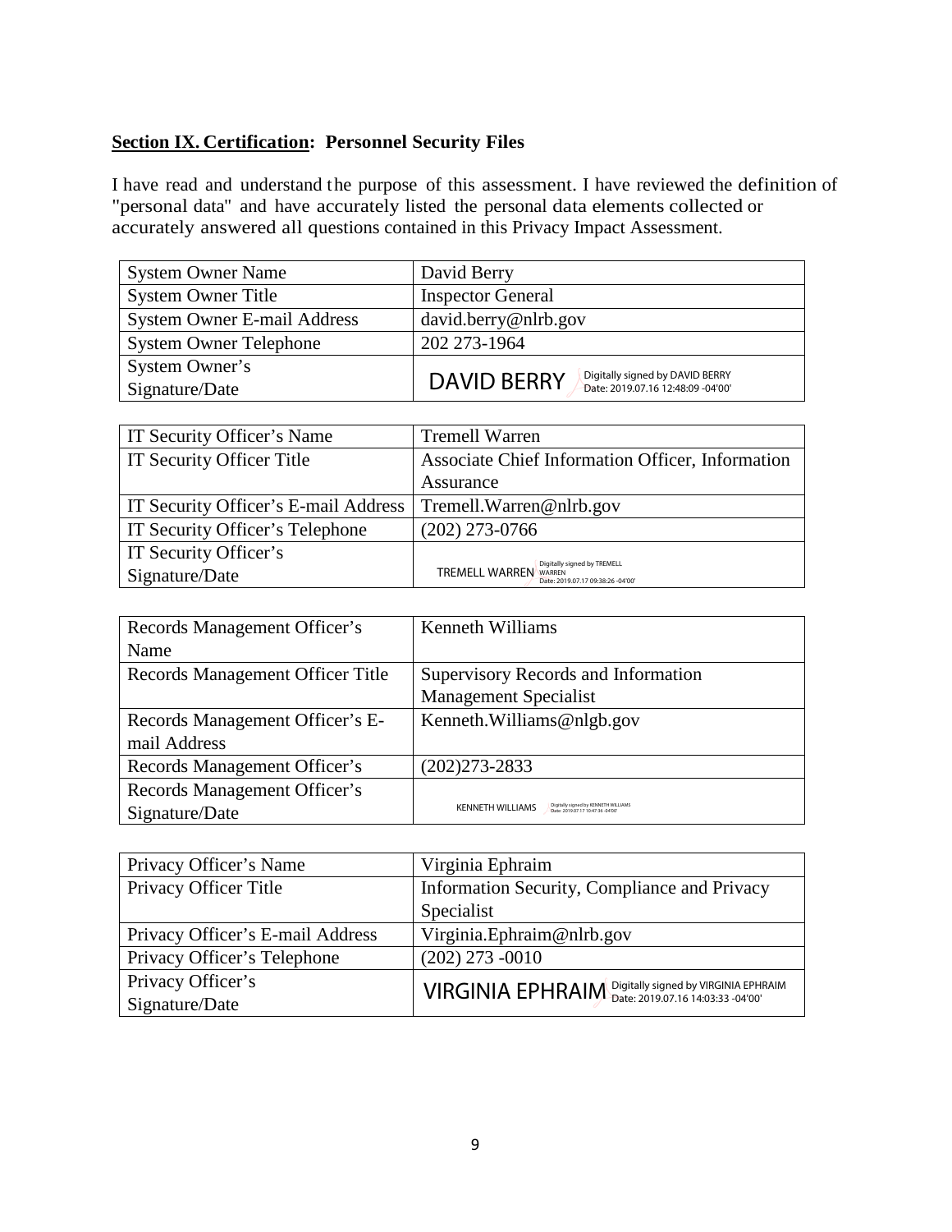**Section IX. Certification: Personnel Security Files**

I have read and understand the purpose of this assessment. I have reviewed the definition of "personal data" and have accurately listed the personal data elements collected or accurately answered all questions contained in this Privacy Impact Assessment.

| System Owner Name | David Berry |
|---|---|
| System Owner Title | Inspector General |
| System Owner E-mail Address | david.berry@nlrb.gov |
| System Owner Telephone | 202 273-1964 |
| System Owner's Signature/Date | DAVID BERRY Digitally signed by DAVID BERRY Date: 2019.07.16 12:48:09 -04'00' |

| IT Security Officer's Name | Tremell Warren |
|---|---|
| IT Security Officer Title | Associate Chief Information Officer, Information Assurance |
| IT Security Officer's E-mail Address | Tremell.Warren@nlrb.gov |
| IT Security Officer's Telephone | (202) 273-0766 |
| IT Security Officer's Signature/Date | TREMELL WARREN Digitally signed by TREMELL WARREN Date: 2019.07.17 09:38:26 -04'00' |

| Records Management Officer's Name | Kenneth Williams |
|---|---|
| Records Management Officer Title | Supervisory Records and Information Management Specialist |
| Records Management Officer's E-mail Address | Kenneth.Williams@nlgb.gov |
| Records Management Officer's | (202)273-2833 |
| Records Management Officer's Signature/Date | KENNETH WILLIAMS Digitally signed by KENNETH WILLIAMS Date: 2019.07.17 10:47:36 -04'00' |

| Privacy Officer's Name | Virginia Ephraim |
|---|---|
| Privacy Officer Title | Information Security, Compliance and Privacy Specialist |
| Privacy Officer's E-mail Address | Virginia.Ephraim@nlrb.gov |
| Privacy Officer's Telephone | (202) 273 -0010 |
| Privacy Officer's Signature/Date | VIRGINIA EPHRAIM Digitally signed by VIRGINIA EPHRAIM Date: 2019.07.16 14:03:33 -04'00' |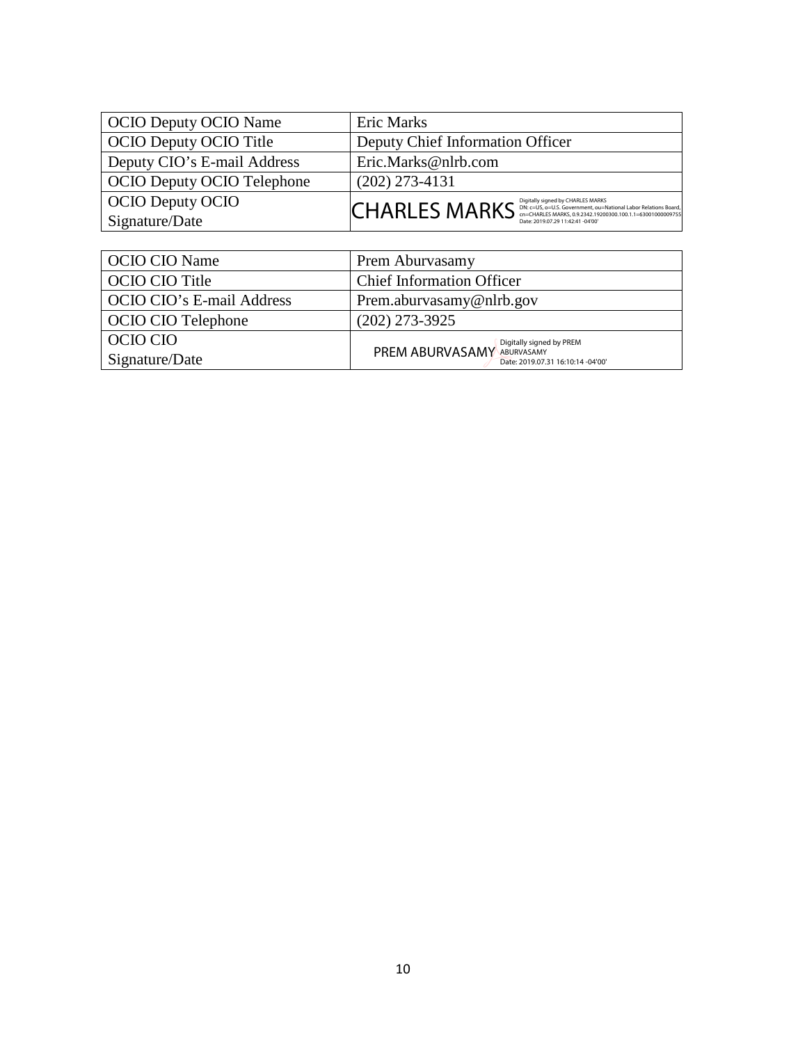| OCIO Deputy OCIO Name | Eric Marks |
|---|---|
| OCIO Deputy OCIO Title | Deputy Chief Information Officer |
| Deputy CIO's E-mail Address | Eric.Marks@nlrb.com |
| OCIO Deputy OCIO Telephone | (202) 273-4131 |
| OCIO Deputy OCIO Signature/Date | CHARLES MARKS Digitally signed by CHARLES MARKS DN: c=US, o=U.S. Government, ou=National Labor Relations Board, cn=CHARLES MARKS, 0.9.2342.19200300.100.1.1=63001000009755 Date: 2019.07.29 11:42:41 -04'00' |

| OCIO CIO Name | Prem Aburvasamy |
|---|---|
| OCIO CIO Title | Chief Information Officer |
| OCIO CIO's E-mail Address | Prem.aburvasamy@nlrb.gov |
| OCIO CIO Telephone | (202) 273-3925 |
| OCIO CIO Signature/Date | PREM ABURVASAMY Digitally signed by PREM ABURVASAMY Date: 2019.07.31 16:10:14 -04'00' |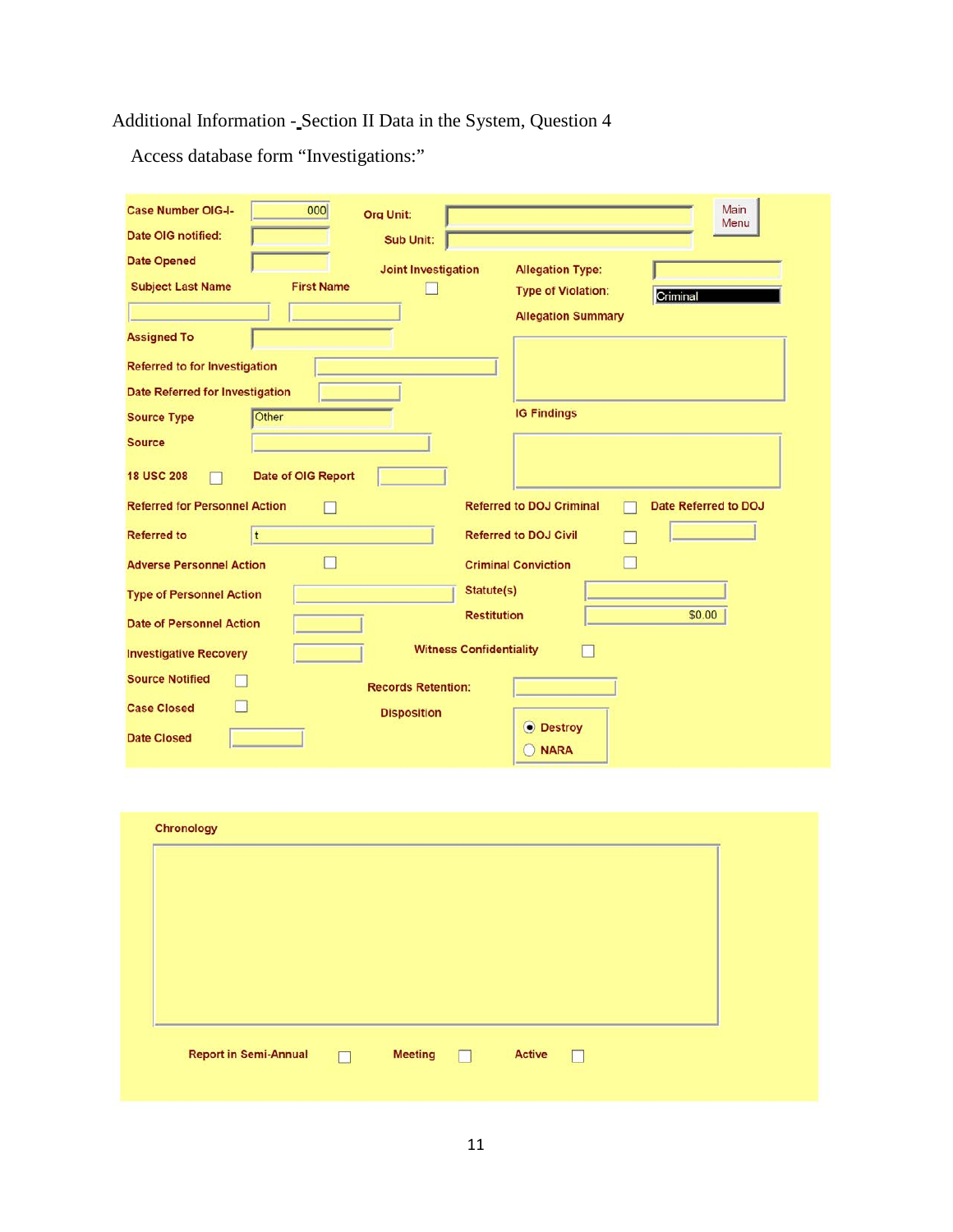Additional Information - Section II Data in the System, Question 4

Access database form "Investigations:"

Case Number OIG-I- 000

Org Unit:

Sub Unit:

Main Menu

Date OIG notified:

Date Opened

Joint Investigation

Allegation Type:

Subject Last Name

First Name

Type of Violation: Criminal

Allegation Summary

Assigned To

Referred to for Investigation

Date Referred for Investigation

Source Type Other

IG Findings

Source

18 USC 208

Date of OIG Report

Referred for Personnel Action

Referred to DOJ Criminal

Date Referred to DOJ

Referred to t

Referred to DOJ Civil

Adverse Personnel Action

Criminal Conviction

Type of Personnel Action

Statute(s)

Date of Personnel Action

Restitution $0.00

Investigative Recovery

Witness Confidentiality

Source Notified

Records Retention:

Case Closed

Disposition

Destroy

NARA

Date Closed

Chronology

Report in Semi-Annual

Meeting

Active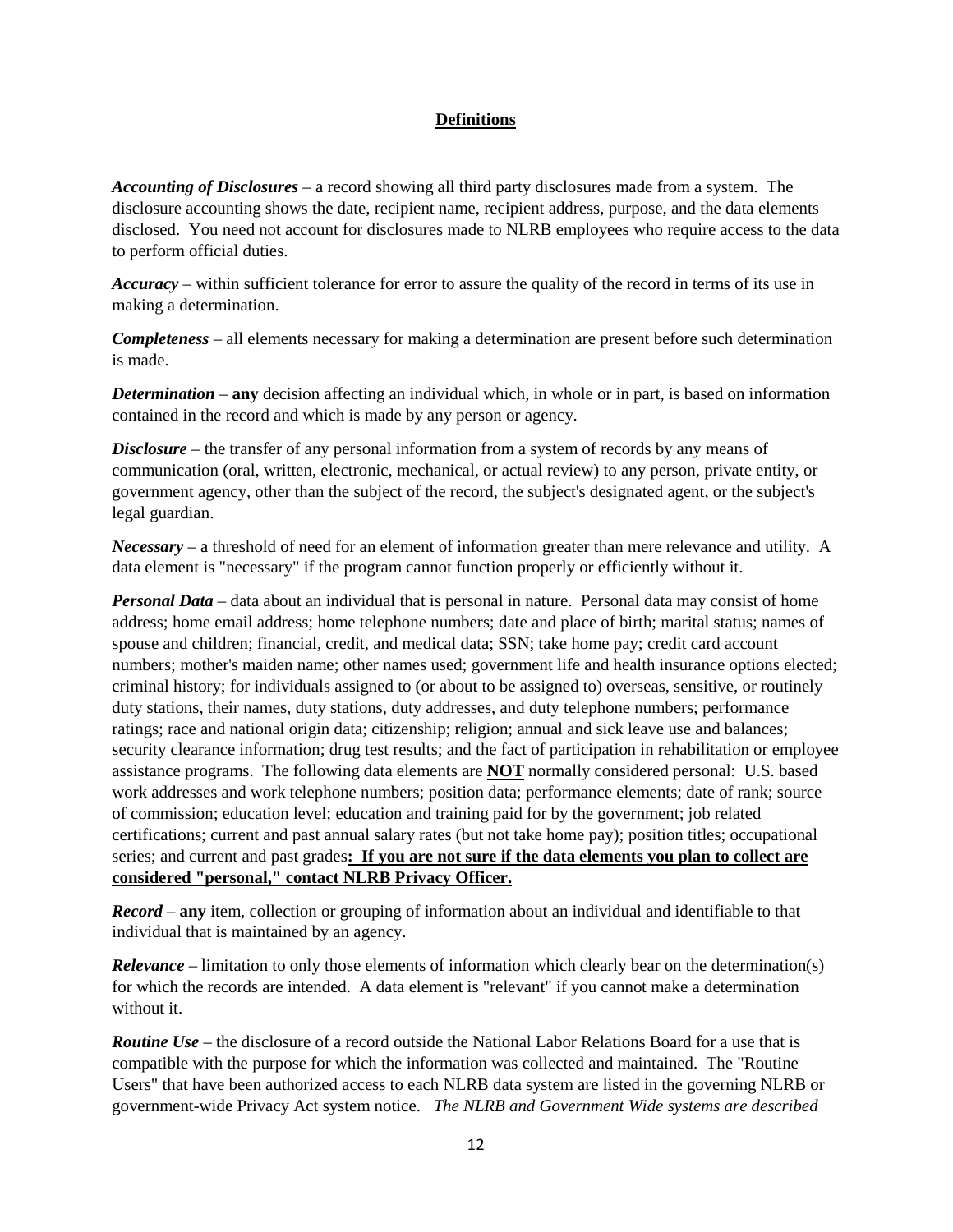## Definitions

***Accounting of Disclosures*** – a record showing all third party disclosures made from a system. The disclosure accounting shows the date, recipient name, recipient address, purpose, and the data elements disclosed. You need not account for disclosures made to NLRB employees who require access to the data to perform official duties.

***Accuracy*** – within sufficient tolerance for error to assure the quality of the record in terms of its use in making a determination.

***Completeness*** – all elements necessary for making a determination are present before such determination is made.

***Determination*** – **any** decision affecting an individual which, in whole or in part, is based on information contained in the record and which is made by any person or agency.

***Disclosure*** – the transfer of any personal information from a system of records by any means of communication (oral, written, electronic, mechanical, or actual review) to any person, private entity, or government agency, other than the subject of the record, the subject's designated agent, or the subject's legal guardian.

***Necessary*** – a threshold of need for an element of information greater than mere relevance and utility. A data element is "necessary" if the program cannot function properly or efficiently without it.

***Personal Data*** – data about an individual that is personal in nature. Personal data may consist of home address; home email address; home telephone numbers; date and place of birth; marital status; names of spouse and children; financial, credit, and medical data; SSN; take home pay; credit card account numbers; mother's maiden name; other names used; government life and health insurance options elected; criminal history; for individuals assigned to (or about to be assigned to) overseas, sensitive, or routinely duty stations, their names, duty stations, duty addresses, and duty telephone numbers; performance ratings; race and national origin data; citizenship; religion; annual and sick leave use and balances; security clearance information; drug test results; and the fact of participation in rehabilitation or employee assistance programs. The following data elements are **<u>NOT</u>** normally considered personal: U.S. based work addresses and work telephone numbers; position data; performance elements; date of rank; source of commission; education level; education and training paid for by the government; job related certifications; current and past annual salary rates (but not take home pay); position titles; occupational series; and current and past grades**<u>: If you are not sure if the data elements you plan to collect are considered "personal," contact NLRB Privacy Officer.</u>**

***Record*** – **any** item, collection or grouping of information about an individual and identifiable to that individual that is maintained by an agency.

***Relevance*** – limitation to only those elements of information which clearly bear on the determination(s) for which the records are intended. A data element is "relevant" if you cannot make a determination without it.

***Routine Use*** – the disclosure of a record outside the National Labor Relations Board for a use that is compatible with the purpose for which the information was collected and maintained. The "Routine Users" that have been authorized access to each NLRB data system are listed in the governing NLRB or government-wide Privacy Act system notice. *The NLRB and Government Wide systems are described*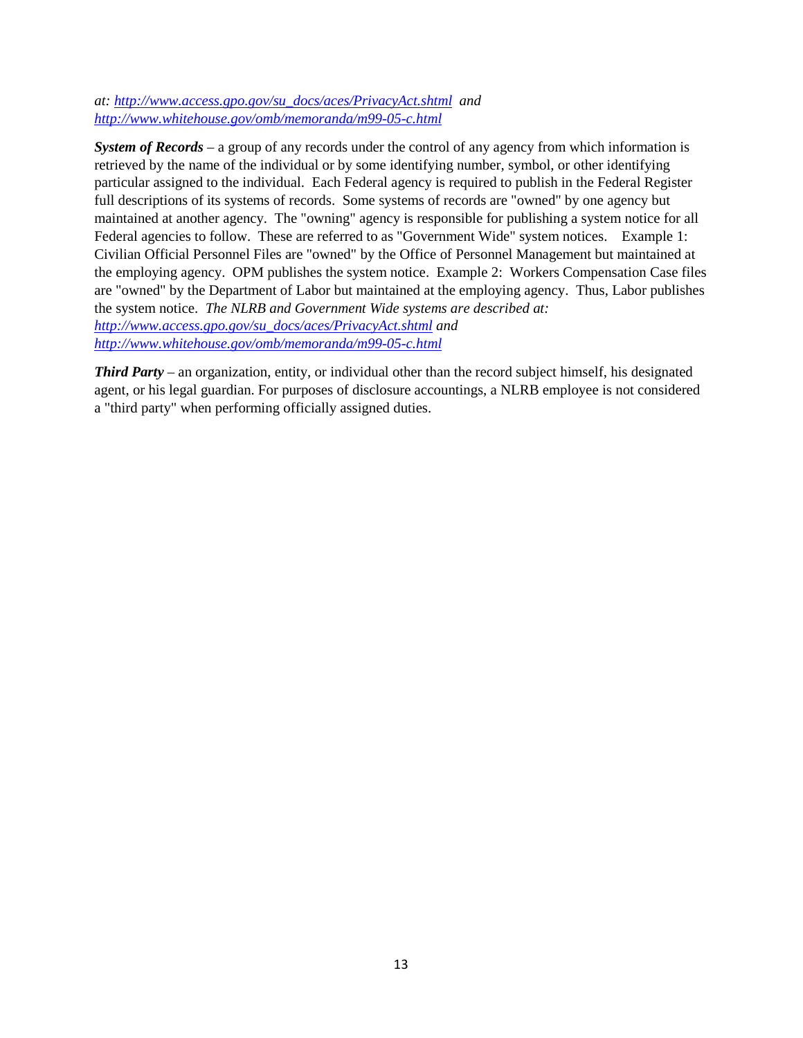*at: [http://www.access.gpo.gov/su_docs/aces/PrivacyAct.shtml](http://www.access.gpo.gov/su_docs/aces/PrivacyAct.shtml) and [http://www.whitehouse.gov/omb/memoranda/m99-05-c.html](http://www.whitehouse.gov/omb/memoranda/m99-05-c.html)*

***System of Records*** – a group of any records under the control of any agency from which information is retrieved by the name of the individual or by some identifying number, symbol, or other identifying particular assigned to the individual. Each Federal agency is required to publish in the Federal Register full descriptions of its systems of records. Some systems of records are "owned" by one agency but maintained at another agency. The "owning" agency is responsible for publishing a system notice for all Federal agencies to follow. These are referred to as "Government Wide" system notices. Example 1: Civilian Official Personnel Files are "owned" by the Office of Personnel Management but maintained at the employing agency. OPM publishes the system notice. Example 2: Workers Compensation Case files are "owned" by the Department of Labor but maintained at the employing agency. Thus, Labor publishes the system notice. *The NLRB and Government Wide systems are described at: [http://www.access.gpo.gov/su_docs/aces/PrivacyAct.shtml](http://www.access.gpo.gov/su_docs/aces/PrivacyAct.shtml) and [http://www.whitehouse.gov/omb/memoranda/m99-05-c.html](http://www.whitehouse.gov/omb/memoranda/m99-05-c.html)*

***Third Party*** – an organization, entity, or individual other than the record subject himself, his designated agent, or his legal guardian. For purposes of disclosure accountings, a NLRB employee is not considered a "third party" when performing officially assigned duties.